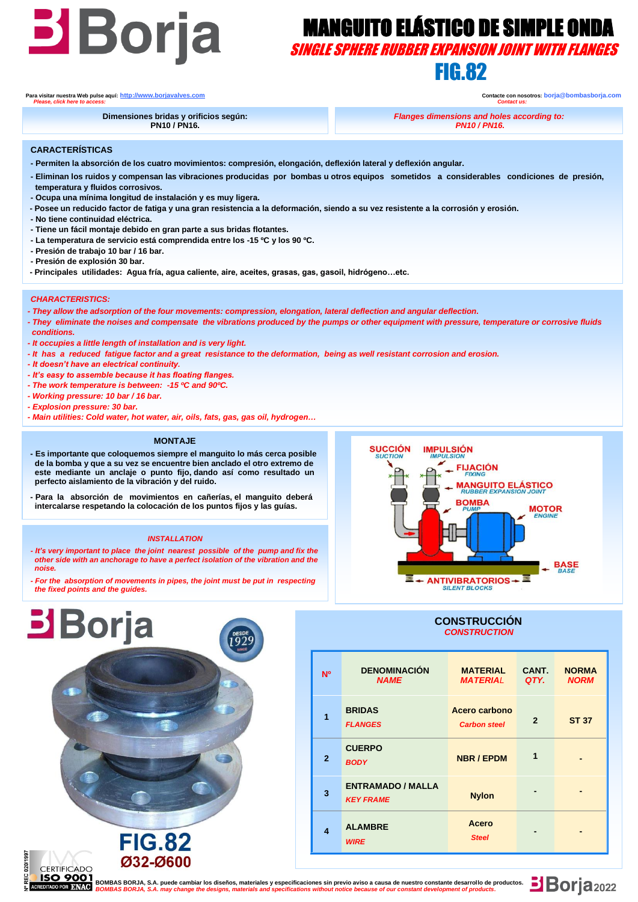# Borja

# MANGUITO ELÁSTICO DE SIMPLE ONDA

## *SINGLE SPHERE RUBBER EXPANSION JOINT WITH FLANGES*

## FIG.82

Para visitar nuestra Web pulse aquí: http://www.borjavalves.com
*Please, click here to access:*

Contacte con nosotros: borja@bombasborja.com
*Contact us:*

**Dimensiones bridas y orificios según: PN10 / PN16.**

***Flanges dimensions and holes according to: PN10 / PN16.***

### CARACTERÍSTICAS

- Permiten la absorción de los cuatro movimientos: compresión, elongación, deflexión lateral y deflexión angular.
- Eliminan los ruidos y compensan las vibraciones producidas por bombas u otros equipos sometidos a considerables condiciones de presión, temperatura y fluidos corrosivos.
- Ocupa una mínima longitud de instalación y es muy ligera.
- Posee un reducido factor de fatiga y una gran resistencia a la deformación, siendo a su vez resistente a la corrosión y erosión.
- No tiene continuidad eléctrica.
- Tiene un fácil montaje debido en gran parte a sus bridas flotantes.
- La temperatura de servicio está comprendida entre los -15 ºC y los 90 ºC.
- Presión de trabajo 10 bar / 16 bar.
- Presión de explosión 30 bar.
- Principales utilidades: Agua fría, agua caliente, aire, aceites, grasas, gas, gasoil, hidrógeno…etc.

### *CHARACTERISTICS:*

- *They allow the adsorption of the four movements: compression, elongation, lateral deflection and angular deflection.*
- *They eliminate the noises and compensate the vibrations produced by the pumps or other equipment with pressure, temperature or corrosive fluids conditions.*
- *It occupies a little length of installation and is very light.*
- *It has a reduced fatigue factor and a great resistance to the deformation, being as well resistant corrosion and erosion.*
- *It doesn't have an electrical continuity.*
- *It's easy to assemble because it has floating flanges.*
- *The work temperature is between: -15 ºC and 90ºC.*
- *Working pressure: 10 bar / 16 bar.*
- *Explosion pressure: 30 bar.*
- *Main utilities: Cold water, hot water, air, oils, fats, gas, gas oil, hydrogen…*

### MONTAJE

- Es importante que coloquemos siempre el manguito lo más cerca posible de la bomba y que a su vez se encuentre bien anclado el otro extremo de este mediante un anclaje o punto fijo, dando así como resultado un perfecto aislamiento de la vibración y del ruido.
- Para la absorción de movimientos en cañerías, el manguito deberá intercalarse respetando la colocación de los puntos fijos y las guías.

### *INSTALLATION*

- *It's very important to place the joint nearest possible of the pump and fix the other side with an anchorage to have a perfect isolation of the vibration and the noise.*
- *For the absorption of movements in pipes, the joint must be put in respecting the fixed points and the guides.*

SUCCIÓN / *SUCTION* — IMPULSIÓN / *IMPULSION* — FIJACIÓN / *FIXING* — MANGUITO ELÁSTICO / *RUBBER EXPANSION JOINT* — BOMBA / *PUMP* — MOTOR / *ENGINE* — BASE / *BASE* — ANTIVIBRATORIOS / *SILENT BLOCKS*

**FIG.82**
**Ø32-Ø600**

### CONSTRUCCIÓN
*CONSTRUCTION*

| Nº | DENOMINACIÓN *NAME* | MATERIAL *MATERIAL* | CANT. *QTY.* | NORMA *NORM* |
|---|---|---|---|---|
| 1 | BRIDAS *FLANGES* | Acero carbono *Carbon steel* | 2 | ST 37 |
| 2 | CUERPO *BODY* | NBR / EPDM | 1 | - |
| 3 | ENTRAMADO / MALLA *KEY FRAME* | Nylon | - | - |
| 4 | ALAMBRE *WIRE* | Acero *Steel* | - | - |

BOMBAS BORJA, S.A. puede cambiar los diseños, materiales y especificaciones sin previo aviso a causa de nuestro constante desarrollo de productos.
*BOMBAS BORJA, S.A. may change the designs, materials and specifications without notice because of our constant development of products.*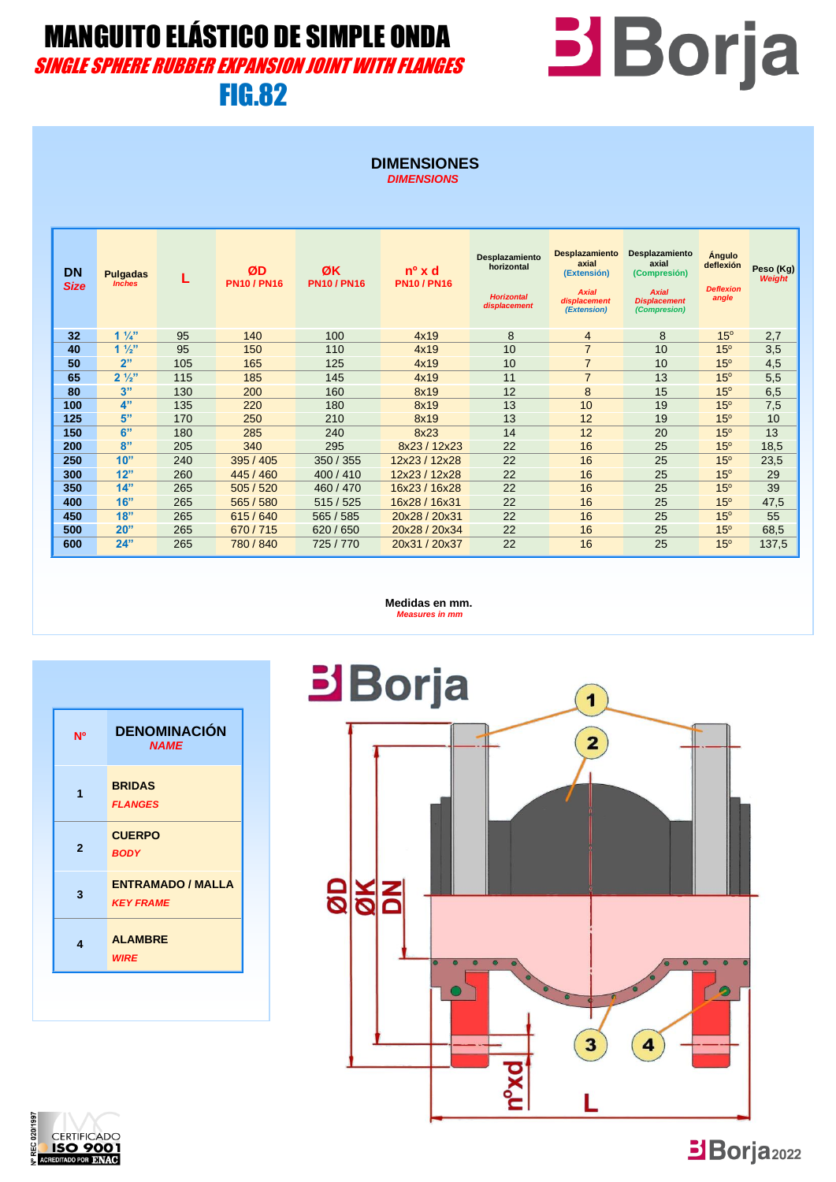# MANGUITO ELÁSTICO DE SIMPLE ONDA

## *SINGLE SPHERE RUBBER EXPANSION JOINT WITH FLANGES*

## FIG.82

### DIMENSIONES
*DIMENSIONS*

| DN *Size* | Pulgadas *Inches* | L | ØD PN10 / PN16 | ØK PN10 / PN16 | nº x d PN10 / PN16 | Desplazamiento horizontal *Horizontal displacement* | Desplazamiento axial (Extensión) *Axial displacement (Extension)* | Desplazamiento axial (Compresión) *Axial Displacement (Compresion)* | Ángulo deflexión *Deflexion angle* | Peso (Kg) *Weight* |
|---|---|---|---|---|---|---|---|---|---|---|
| 32 | 1 ¼" | 95 | 140 | 100 | 4x19 | 8 | 4 | 8 | 15º | 2,7 |
| 40 | 1 ½" | 95 | 150 | 110 | 4x19 | 10 | 7 | 10 | 15º | 3,5 |
| 50 | 2" | 105 | 165 | 125 | 4x19 | 10 | 7 | 10 | 15º | 4,5 |
| 65 | 2 ½" | 115 | 185 | 145 | 4x19 | 11 | 7 | 13 | 15º | 5,5 |
| 80 | 3" | 130 | 200 | 160 | 8x19 | 12 | 8 | 15 | 15º | 6,5 |
| 100 | 4" | 135 | 220 | 180 | 8x19 | 13 | 10 | 19 | 15º | 7,5 |
| 125 | 5" | 170 | 250 | 210 | 8x19 | 13 | 12 | 19 | 15º | 10 |
| 150 | 6" | 180 | 285 | 240 | 8x23 | 14 | 12 | 20 | 15º | 13 |
| 200 | 8" | 205 | 340 | 295 | 8x23 / 12x23 | 22 | 16 | 25 | 15º | 18,5 |
| 250 | 10" | 240 | 395 / 405 | 350 / 355 | 12x23 / 12x28 | 22 | 16 | 25 | 15º | 23,5 |
| 300 | 12" | 260 | 445 / 460 | 400 / 410 | 12x23 / 12x28 | 22 | 16 | 25 | 15º | 29 |
| 350 | 14" | 265 | 505 / 520 | 460 / 470 | 16x23 / 16x28 | 22 | 16 | 25 | 15º | 39 |
| 400 | 16" | 265 | 565 / 580 | 515 / 525 | 16x28 / 16x31 | 22 | 16 | 25 | 15º | 47,5 |
| 450 | 18" | 265 | 615 / 640 | 565 / 585 | 20x28 / 20x31 | 22 | 16 | 25 | 15º | 55 |
| 500 | 20" | 265 | 670 / 715 | 620 / 650 | 20x28 / 20x34 | 22 | 16 | 25 | 15º | 68,5 |
| 600 | 24" | 265 | 780 / 840 | 725 / 770 | 20x31 / 20x37 | 22 | 16 | 25 | 15º | 137,5 |

**Medidas en mm.**
*Measures in mm*

| Nº | DENOMINACIÓN *NAME* |
|---|---|
| 1 | BRIDAS *FLANGES* |
| 2 | CUERPO *BODY* |
| 3 | ENTRAMADO / MALLA *KEY FRAME* |
| 4 | ALAMBRE *WIRE* |

1
2
3
4
ØD
ØK
DN
nºxd
L

Nº REC 020/1997
CERTIFICADO ISO 9001
ACREDITADO POR ENAC